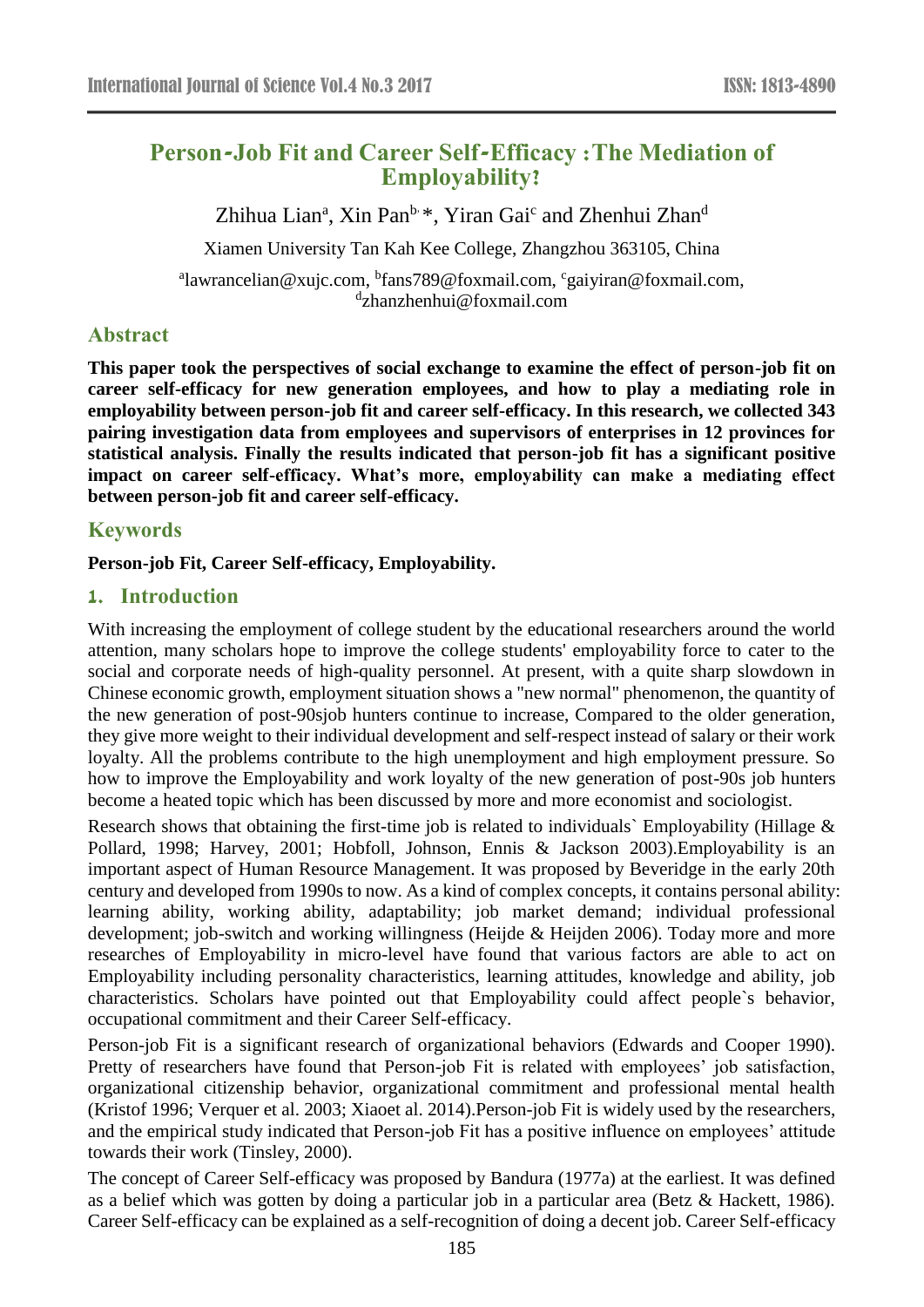# Person-Job Fit and Career Self-Efficacy：The Mediation of Employability?

Zhihua Lian[a], Xin Pan[b,]*, Yiran Gai[c] and Zhenhui Zhan[d]

Xiamen University Tan Kah Kee College, Zhangzhou 363105, China

[a]lawrancelian@xujc.com, [b]fans789@foxmail.com, [c]gaiyiran@foxmail.com, [d]zhanzhenhui@foxmail.com

## Abstract

**This paper took the perspectives of social exchange to examine the effect of person-job fit on career self-efficacy for new generation employees, and how to play a mediating role in employability between person-job fit and career self-efficacy. In this research, we collected 343 pairing investigation data from employees and supervisors of enterprises in 12 provinces for statistical analysis. Finally the results indicated that person-job fit has a significant positive impact on career self-efficacy. What's more, employability can make a mediating effect between person-job fit and career self-efficacy.**

## Keywords

**Person-job Fit, Career Self-efficacy, Employability.**

## 1. Introduction

With increasing the employment of college student by the educational researchers around the world attention, many scholars hope to improve the college students' employability force to cater to the social and corporate needs of high-quality personnel. At present, with a quite sharp slowdown in Chinese economic growth, employment situation shows a "new normal" phenomenon, the quantity of the new generation of post-90sjob hunters continue to increase, Compared to the older generation, they give more weight to their individual development and self-respect instead of salary or their work loyalty. All the problems contribute to the high unemployment and high employment pressure. So how to improve the Employability and work loyalty of the new generation of post-90s job hunters become a heated topic which has been discussed by more and more economist and sociologist.

Research shows that obtaining the first-time job is related to individuals` Employability (Hillage & Pollard, 1998; Harvey, 2001; Hobfoll, Johnson, Ennis & Jackson 2003).Employability is an important aspect of Human Resource Management. It was proposed by Beveridge in the early 20th century and developed from 1990s to now. As a kind of complex concepts, it contains personal ability: learning ability, working ability, adaptability; job market demand; individual professional development; job-switch and working willingness (Heijde & Heijden 2006). Today more and more researches of Employability in micro-level have found that various factors are able to act on Employability including personality characteristics, learning attitudes, knowledge and ability, job characteristics. Scholars have pointed out that Employability could affect people`s behavior, occupational commitment and their Career Self-efficacy.

Person-job Fit is a significant research of organizational behaviors (Edwards and Cooper 1990). Pretty of researchers have found that Person-job Fit is related with employees' job satisfaction, organizational citizenship behavior, organizational commitment and professional mental health (Kristof 1996; Verquer et al. 2003; Xiaoet al. 2014).Person-job Fit is widely used by the researchers, and the empirical study indicated that Person-job Fit has a positive influence on employees' attitude towards their work (Tinsley, 2000).

The concept of Career Self-efficacy was proposed by Bandura (1977a) at the earliest. It was defined as a belief which was gotten by doing a particular job in a particular area (Betz & Hackett, 1986). Career Self-efficacy can be explained as a self-recognition of doing a decent job. Career Self-efficacy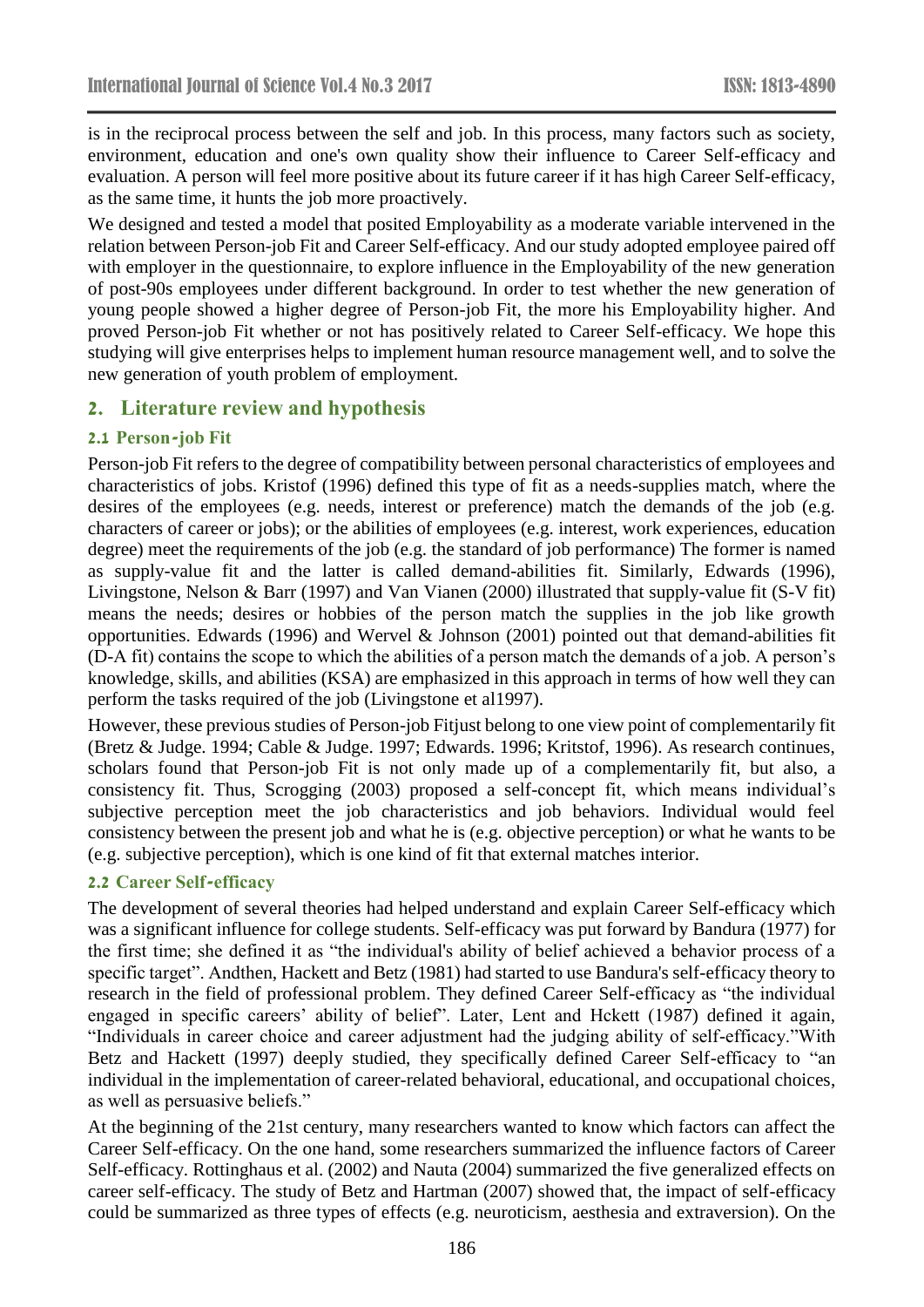is in the reciprocal process between the self and job. In this process, many factors such as society, environment, education and one's own quality show their influence to Career Self-efficacy and evaluation. A person will feel more positive about its future career if it has high Career Self-efficacy, as the same time, it hunts the job more proactively.

We designed and tested a model that posited Employability as a moderate variable intervened in the relation between Person-job Fit and Career Self-efficacy. And our study adopted employee paired off with employer in the questionnaire, to explore influence in the Employability of the new generation of post-90s employees under different background. In order to test whether the new generation of young people showed a higher degree of Person-job Fit, the more his Employability higher. And proved Person-job Fit whether or not has positively related to Career Self-efficacy. We hope this studying will give enterprises helps to implement human resource management well, and to solve the new generation of youth problem of employment.

## 2. Literature review and hypothesis

### 2.1 Person-job Fit

Person-job Fit refers to the degree of compatibility between personal characteristics of employees and characteristics of jobs. Kristof (1996) defined this type of fit as a needs-supplies match, where the desires of the employees (e.g. needs, interest or preference) match the demands of the job (e.g. characters of career or jobs); or the abilities of employees (e.g. interest, work experiences, education degree) meet the requirements of the job (e.g. the standard of job performance) The former is named as supply-value fit and the latter is called demand-abilities fit. Similarly, Edwards (1996), Livingstone, Nelson & Barr (1997) and Van Vianen (2000) illustrated that supply-value fit (S-V fit) means the needs; desires or hobbies of the person match the supplies in the job like growth opportunities. Edwards (1996) and Wervel & Johnson (2001) pointed out that demand-abilities fit (D-A fit) contains the scope to which the abilities of a person match the demands of a job. A person's knowledge, skills, and abilities (KSA) are emphasized in this approach in terms of how well they can perform the tasks required of the job (Livingstone et al1997).

However, these previous studies of Person-job Fitjust belong to one view point of complementarily fit (Bretz & Judge. 1994; Cable & Judge. 1997; Edwards. 1996; Kritstof, 1996). As research continues, scholars found that Person-job Fit is not only made up of a complementarily fit, but also, a consistency fit. Thus, Scrogging (2003) proposed a self-concept fit, which means individual's subjective perception meet the job characteristics and job behaviors. Individual would feel consistency between the present job and what he is (e.g. objective perception) or what he wants to be (e.g. subjective perception), which is one kind of fit that external matches interior.

### 2.2 Career Self-efficacy

The development of several theories had helped understand and explain Career Self-efficacy which was a significant influence for college students. Self-efficacy was put forward by Bandura (1977) for the first time; she defined it as "the individual's ability of belief achieved a behavior process of a specific target". Andthen, Hackett and Betz (1981) had started to use Bandura's self-efficacy theory to research in the field of professional problem. They defined Career Self-efficacy as "the individual engaged in specific careers' ability of belief". Later, Lent and Hckett (1987) defined it again, "Individuals in career choice and career adjustment had the judging ability of self-efficacy."With Betz and Hackett (1997) deeply studied, they specifically defined Career Self-efficacy to "an individual in the implementation of career-related behavioral, educational, and occupational choices, as well as persuasive beliefs."

At the beginning of the 21st century, many researchers wanted to know which factors can affect the Career Self-efficacy. On the one hand, some researchers summarized the influence factors of Career Self-efficacy. Rottinghaus et al. (2002) and Nauta (2004) summarized the five generalized effects on career self-efficacy. The study of Betz and Hartman (2007) showed that, the impact of self-efficacy could be summarized as three types of effects (e.g. neuroticism, aesthesia and extraversion). On the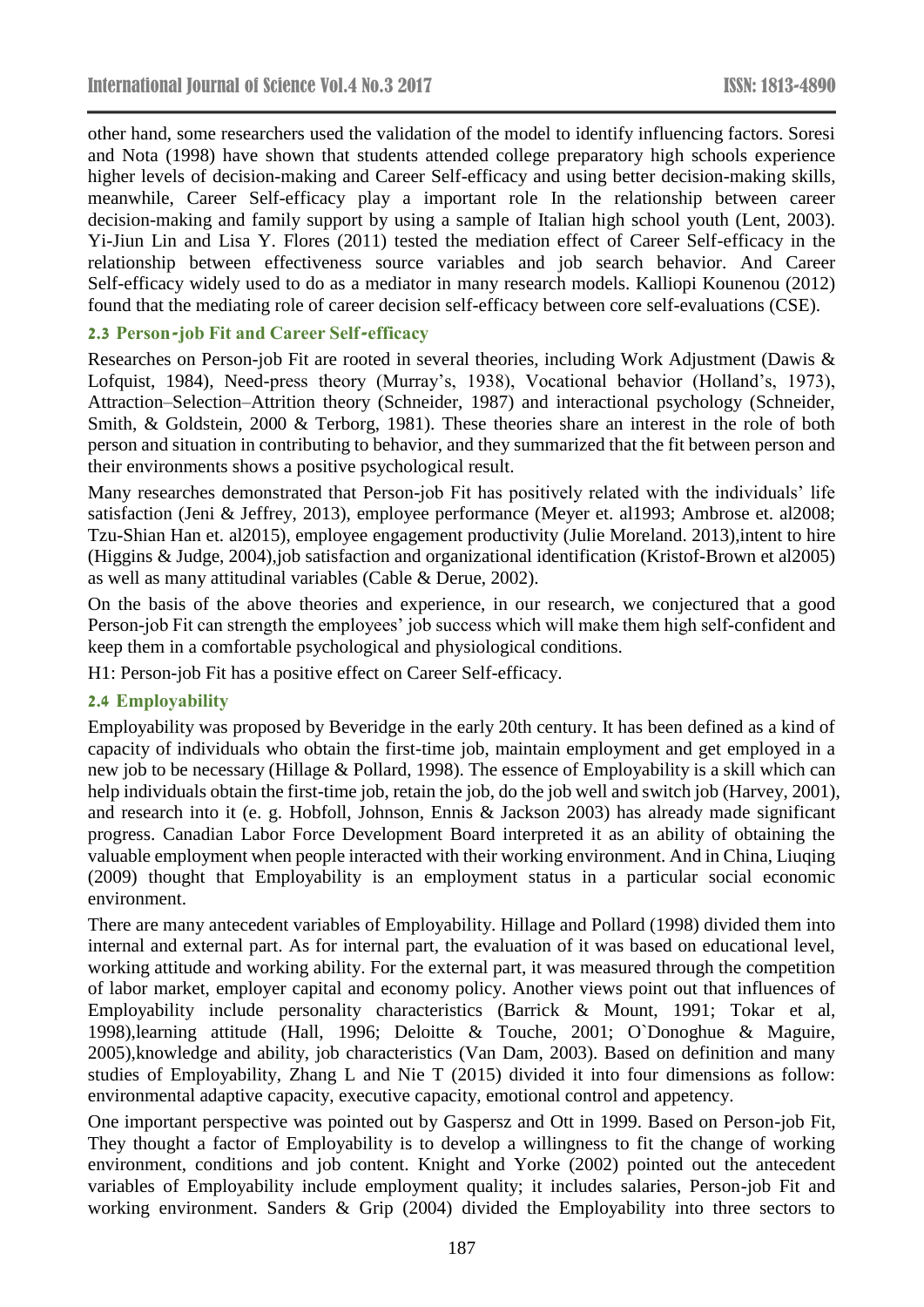other hand, some researchers used the validation of the model to identify influencing factors. Soresi and Nota (1998) have shown that students attended college preparatory high schools experience higher levels of decision-making and Career Self-efficacy and using better decision-making skills, meanwhile, Career Self-efficacy play a important role In the relationship between career decision-making and family support by using a sample of Italian high school youth (Lent, 2003). Yi-Jiun Lin and Lisa Y. Flores (2011) tested the mediation effect of Career Self-efficacy in the relationship between effectiveness source variables and job search behavior. And Career Self-efficacy widely used to do as a mediator in many research models. Kalliopi Kounenou (2012) found that the mediating role of career decision self-efficacy between core self-evaluations (CSE).

### 2.3 Person-job Fit and Career Self-efficacy

Researches on Person-job Fit are rooted in several theories, including Work Adjustment (Dawis & Lofquist, 1984), Need-press theory (Murray's, 1938), Vocational behavior (Holland's, 1973), Attraction–Selection–Attrition theory (Schneider, 1987) and interactional psychology (Schneider, Smith, & Goldstein, 2000 & Terborg, 1981). These theories share an interest in the role of both person and situation in contributing to behavior, and they summarized that the fit between person and their environments shows a positive psychological result.

Many researches demonstrated that Person-job Fit has positively related with the individuals' life satisfaction (Jeni & Jeffrey, 2013), employee performance (Meyer et. al1993; Ambrose et. al2008; Tzu-Shian Han et. al2015), employee engagement productivity (Julie Moreland. 2013),intent to hire (Higgins & Judge, 2004),job satisfaction and organizational identification (Kristof-Brown et al2005) as well as many attitudinal variables (Cable & Derue, 2002).

On the basis of the above theories and experience, in our research, we conjectured that a good Person-job Fit can strength the employees' job success which will make them high self-confident and keep them in a comfortable psychological and physiological conditions.

H1: Person-job Fit has a positive effect on Career Self-efficacy.

### 2.4 Employability

Employability was proposed by Beveridge in the early 20th century. It has been defined as a kind of capacity of individuals who obtain the first-time job, maintain employment and get employed in a new job to be necessary (Hillage & Pollard, 1998). The essence of Employability is a skill which can help individuals obtain the first-time job, retain the job, do the job well and switch job (Harvey, 2001), and research into it (e. g. Hobfoll, Johnson, Ennis & Jackson 2003) has already made significant progress. Canadian Labor Force Development Board interpreted it as an ability of obtaining the valuable employment when people interacted with their working environment. And in China, Liuqing (2009) thought that Employability is an employment status in a particular social economic environment.

There are many antecedent variables of Employability. Hillage and Pollard (1998) divided them into internal and external part. As for internal part, the evaluation of it was based on educational level, working attitude and working ability. For the external part, it was measured through the competition of labor market, employer capital and economy policy. Another views point out that influences of Employability include personality characteristics (Barrick & Mount, 1991; Tokar et al, 1998),learning attitude (Hall, 1996; Deloitte & Touche, 2001; O`Donoghue & Maguire, 2005),knowledge and ability, job characteristics (Van Dam, 2003). Based on definition and many studies of Employability, Zhang L and Nie T (2015) divided it into four dimensions as follow: environmental adaptive capacity, executive capacity, emotional control and appetency.

One important perspective was pointed out by Gaspersz and Ott in 1999. Based on Person-job Fit, They thought a factor of Employability is to develop a willingness to fit the change of working environment, conditions and job content. Knight and Yorke (2002) pointed out the antecedent variables of Employability include employment quality; it includes salaries, Person-job Fit and working environment. Sanders & Grip (2004) divided the Employability into three sectors to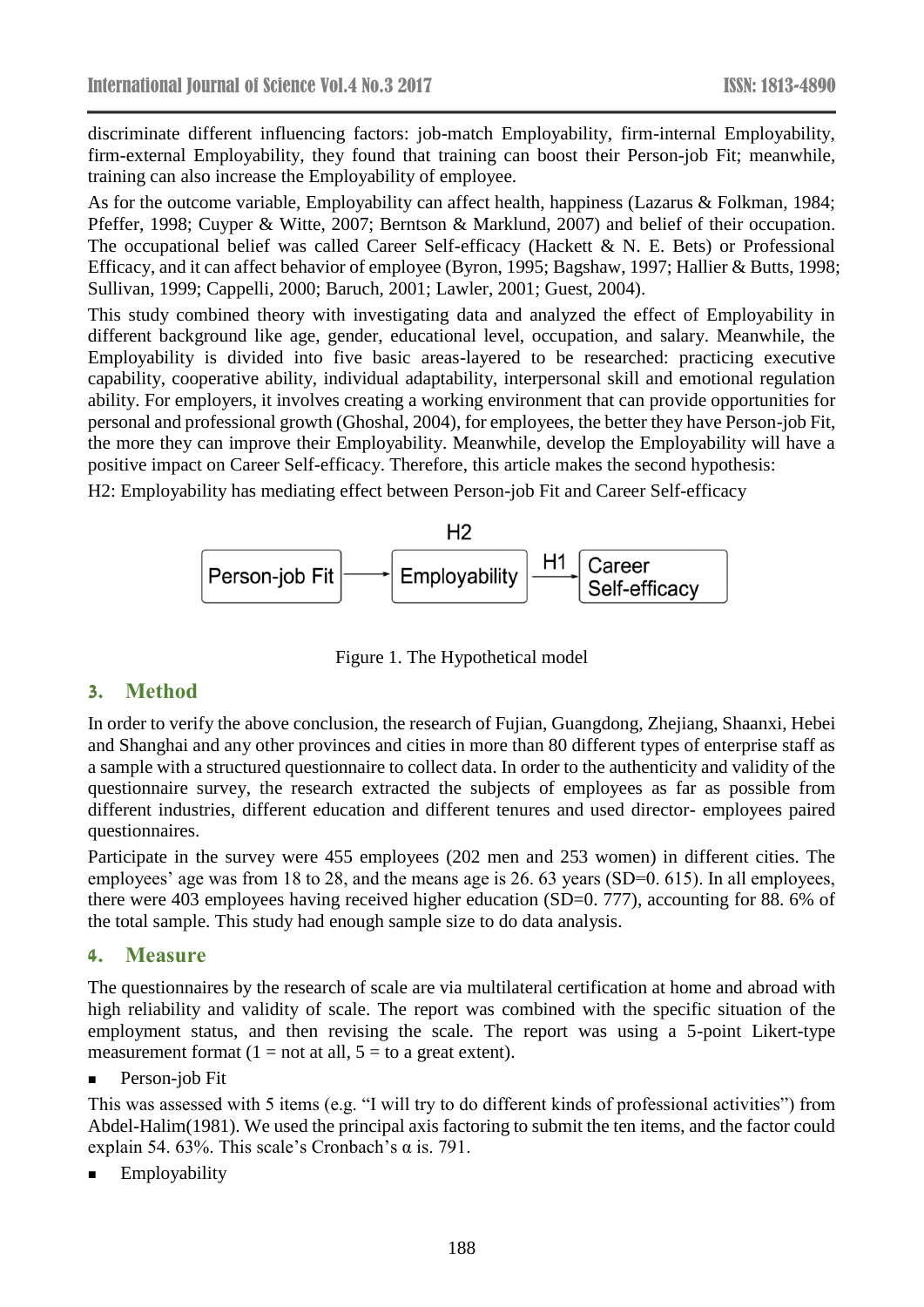discriminate different influencing factors: job-match Employability, firm-internal Employability, firm-external Employability, they found that training can boost their Person-job Fit; meanwhile, training can also increase the Employability of employee.

As for the outcome variable, Employability can affect health, happiness (Lazarus & Folkman, 1984; Pfeffer, 1998; Cuyper & Witte, 2007; Berntson & Marklund, 2007) and belief of their occupation. The occupational belief was called Career Self-efficacy (Hackett & N. E. Bets) or Professional Efficacy, and it can affect behavior of employee (Byron, 1995; Bagshaw, 1997; Hallier & Butts, 1998; Sullivan, 1999; Cappelli, 2000; Baruch, 2001; Lawler, 2001; Guest, 2004).

This study combined theory with investigating data and analyzed the effect of Employability in different background like age, gender, educational level, occupation, and salary. Meanwhile, the Employability is divided into five basic areas-layered to be researched: practicing executive capability, cooperative ability, individual adaptability, interpersonal skill and emotional regulation ability. For employers, it involves creating a working environment that can provide opportunities for personal and professional growth (Ghoshal, 2004), for employees, the better they have Person-job Fit, the more they can improve their Employability. Meanwhile, develop the Employability will have a positive impact on Career Self-efficacy. Therefore, this article makes the second hypothesis:

H2: Employability has mediating effect between Person-job Fit and Career Self-efficacy

Person-job Fit → Employability → (H1) Career Self-efficacy; H2

Figure 1. The Hypothetical model

## 3. Method

In order to verify the above conclusion, the research of Fujian, Guangdong, Zhejiang, Shaanxi, Hebei and Shanghai and any other provinces and cities in more than 80 different types of enterprise staff as a sample with a structured questionnaire to collect data. In order to the authenticity and validity of the questionnaire survey, the research extracted the subjects of employees as far as possible from different industries, different education and different tenures and used director- employees paired questionnaires.

Participate in the survey were 455 employees (202 men and 253 women) in different cities. The employees' age was from 18 to 28, and the means age is 26. 63 years (SD=0. 615). In all employees, there were 403 employees having received higher education (SD=0. 777), accounting for 88. 6% of the total sample. This study had enough sample size to do data analysis.

## 4. Measure

The questionnaires by the research of scale are via multilateral certification at home and abroad with high reliability and validity of scale. The report was combined with the specific situation of the employment status, and then revising the scale. The report was using a 5-point Likert-type measurement format (1 = not at all, 5 = to a great extent).

- Person-job Fit

This was assessed with 5 items (e.g. "I will try to do different kinds of professional activities") from Abdel-Halim(1981). We used the principal axis factoring to submit the ten items, and the factor could explain 54. 63%. This scale's Cronbach's α is. 791.

- Employability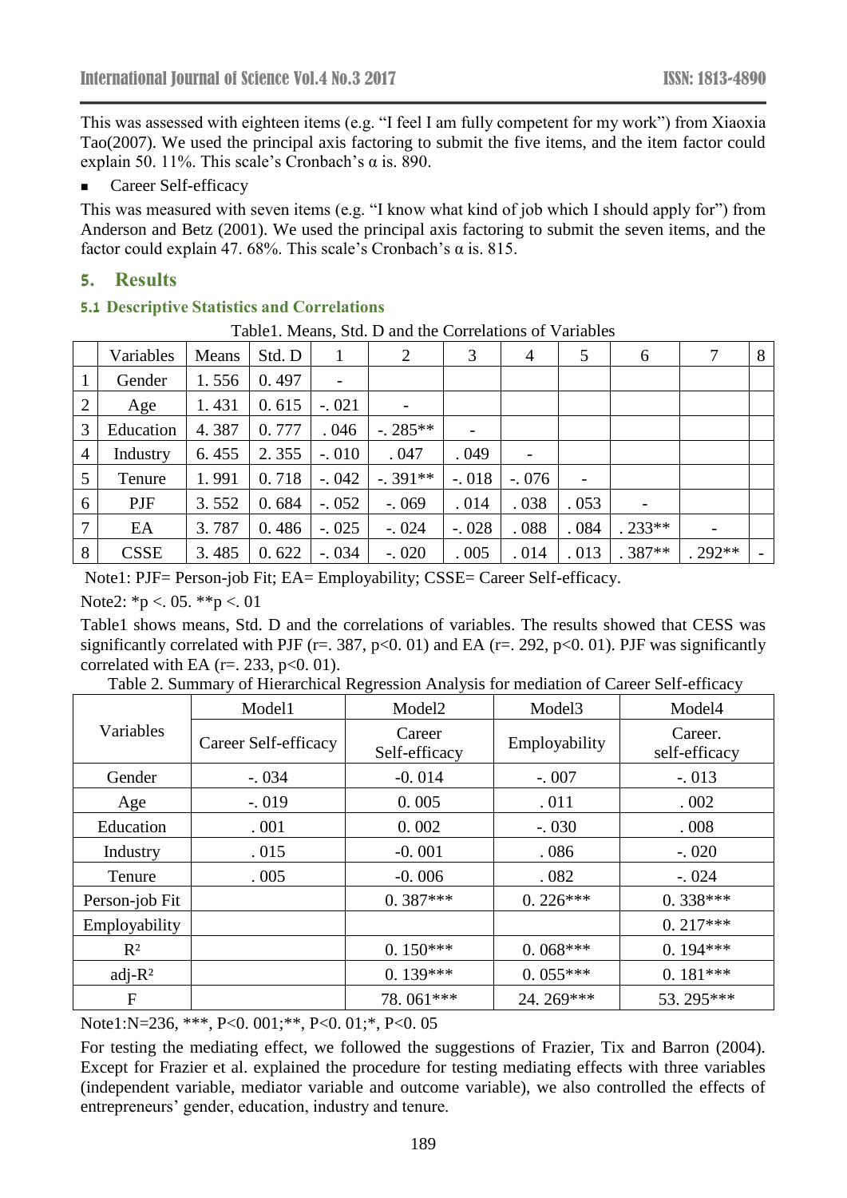This was assessed with eighteen items (e.g. "I feel I am fully competent for my work") from Xiaoxia Tao(2007). We used the principal axis factoring to submit the five items, and the item factor could explain 50. 11%. This scale's Cronbach's α is. 890.

- Career Self-efficacy

This was measured with seven items (e.g. "I know what kind of job which I should apply for") from Anderson and Betz (2001). We used the principal axis factoring to submit the seven items, and the factor could explain 47. 68%. This scale's Cronbach's α is. 815.

## 5. Results

### 5.1 Descriptive Statistics and Correlations

Table1. Means, Std. D and the Correlations of Variables

| | Variables | Means | Std. D | 1 | 2 | 3 | 4 | 5 | 6 | 7 | 8 |
|---|---|---|---|---|---|---|---|---|---|---|---|
| 1 | Gender | 1. 556 | 0. 497 | - | | | | | | | |
| 2 | Age | 1. 431 | 0. 615 | -. 021 | - | | | | | | |
| 3 | Education | 4. 387 | 0. 777 | . 046 | -. 285** | - | | | | | |
| 4 | Industry | 6. 455 | 2. 355 | -. 010 | . 047 | . 049 | - | | | | |
| 5 | Tenure | 1. 991 | 0. 718 | -. 042 | -. 391** | -. 018 | -. 076 | - | | | |
| 6 | PJF | 3. 552 | 0. 684 | -. 052 | -. 069 | . 014 | . 038 | . 053 | - | | |
| 7 | EA | 3. 787 | 0. 486 | -. 025 | -. 024 | -. 028 | . 088 | . 084 | . 233** | - | |
| 8 | CSSE | 3. 485 | 0. 622 | -. 034 | -. 020 | . 005 | . 014 | . 013 | . 387** | . 292** | - |

Note1: PJF= Person-job Fit; EA= Employability; CSSE= Career Self-efficacy.

Note2: *p <. 05. **p <. 01

Table1 shows means, Std. D and the correlations of variables. The results showed that CESS was significantly correlated with PJF (r=. 387, p<0. 01) and EA (r=. 292, p<0. 01). PJF was significantly correlated with EA (r=. 233, p<0. 01).

Table 2. Summary of Hierarchical Regression Analysis for mediation of Career Self-efficacy

| Variables | Model1 | Model2 | Model3 | Model4 |
|---|---|---|---|---|
| | Career Self-efficacy | Career Self-efficacy | Employability | Career. self-efficacy |
| Gender | -. 034 | -0. 014 | -. 007 | -. 013 |
| Age | -. 019 | 0. 005 | . 011 | . 002 |
| Education | . 001 | 0. 002 | -. 030 | . 008 |
| Industry | . 015 | -0. 001 | . 086 | -. 020 |
| Tenure | . 005 | -0. 006 | . 082 | -. 024 |
| Person-job Fit | | 0. 387*** | 0. 226*** | 0. 338*** |
| Employability | | | | 0. 217*** |
| $R^2$ | | 0. 150*** | 0. 068*** | 0. 194*** |
| adj-$R^2$ | | 0. 139*** | 0. 055*** | 0. 181*** |
| F | | 78. 061*** | 24. 269*** | 53. 295*** |

Note1:N=236, ***, P<0. 001;**, P<0. 01;*, P<0. 05

For testing the mediating effect, we followed the suggestions of Frazier, Tix and Barron (2004). Except for Frazier et al. explained the procedure for testing mediating effects with three variables (independent variable, mediator variable and outcome variable), we also controlled the effects of entrepreneurs' gender, education, industry and tenure.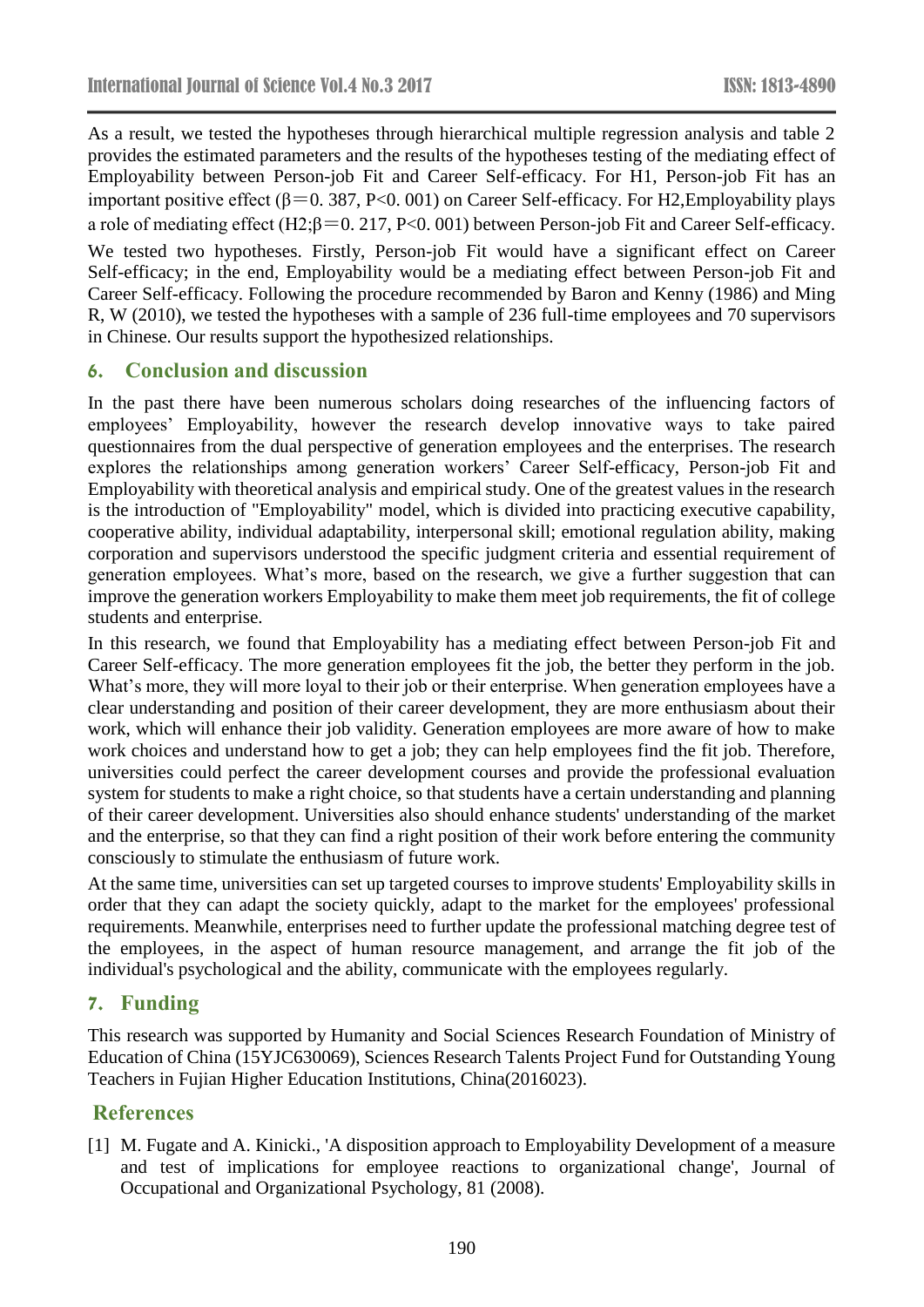As a result, we tested the hypotheses through hierarchical multiple regression analysis and table 2 provides the estimated parameters and the results of the hypotheses testing of the mediating effect of Employability between Person-job Fit and Career Self-efficacy. For H1, Person-job Fit has an important positive effect ($\beta = 0.387$, $P < 0.001$) on Career Self-efficacy. For H2,Employability plays a role of mediating effect (H2;$\beta = 0.217$, $P < 0.001$) between Person-job Fit and Career Self-efficacy.

We tested two hypotheses. Firstly, Person-job Fit would have a significant effect on Career Self-efficacy; in the end, Employability would be a mediating effect between Person-job Fit and Career Self-efficacy. Following the procedure recommended by Baron and Kenny (1986) and Ming R, W (2010), we tested the hypotheses with a sample of 236 full-time employees and 70 supervisors in Chinese. Our results support the hypothesized relationships.

## 6. Conclusion and discussion

In the past there have been numerous scholars doing researches of the influencing factors of employees' Employability, however the research develop innovative ways to take paired questionnaires from the dual perspective of generation employees and the enterprises. The research explores the relationships among generation workers' Career Self-efficacy, Person-job Fit and Employability with theoretical analysis and empirical study. One of the greatest values in the research is the introduction of "Employability" model, which is divided into practicing executive capability, cooperative ability, individual adaptability, interpersonal skill; emotional regulation ability, making corporation and supervisors understood the specific judgment criteria and essential requirement of generation employees. What's more, based on the research, we give a further suggestion that can improve the generation workers Employability to make them meet job requirements, the fit of college students and enterprise.

In this research, we found that Employability has a mediating effect between Person-job Fit and Career Self-efficacy. The more generation employees fit the job, the better they perform in the job. What's more, they will more loyal to their job or their enterprise. When generation employees have a clear understanding and position of their career development, they are more enthusiasm about their work, which will enhance their job validity. Generation employees are more aware of how to make work choices and understand how to get a job; they can help employees find the fit job. Therefore, universities could perfect the career development courses and provide the professional evaluation system for students to make a right choice, so that students have a certain understanding and planning of their career development. Universities also should enhance students' understanding of the market and the enterprise, so that they can find a right position of their work before entering the community consciously to stimulate the enthusiasm of future work.

At the same time, universities can set up targeted courses to improve students' Employability skills in order that they can adapt the society quickly, adapt to the market for the employees' professional requirements. Meanwhile, enterprises need to further update the professional matching degree test of the employees, in the aspect of human resource management, and arrange the fit job of the individual's psychological and the ability, communicate with the employees regularly.

## 7. Funding

This research was supported by Humanity and Social Sciences Research Foundation of Ministry of Education of China (15YJC630069), Sciences Research Talents Project Fund for Outstanding Young Teachers in Fujian Higher Education Institutions, China(2016023).

## References

[1] M. Fugate and A. Kinicki., 'A disposition approach to Employability Development of a measure and test of implications for employee reactions to organizational change', Journal of Occupational and Organizational Psychology, 81 (2008).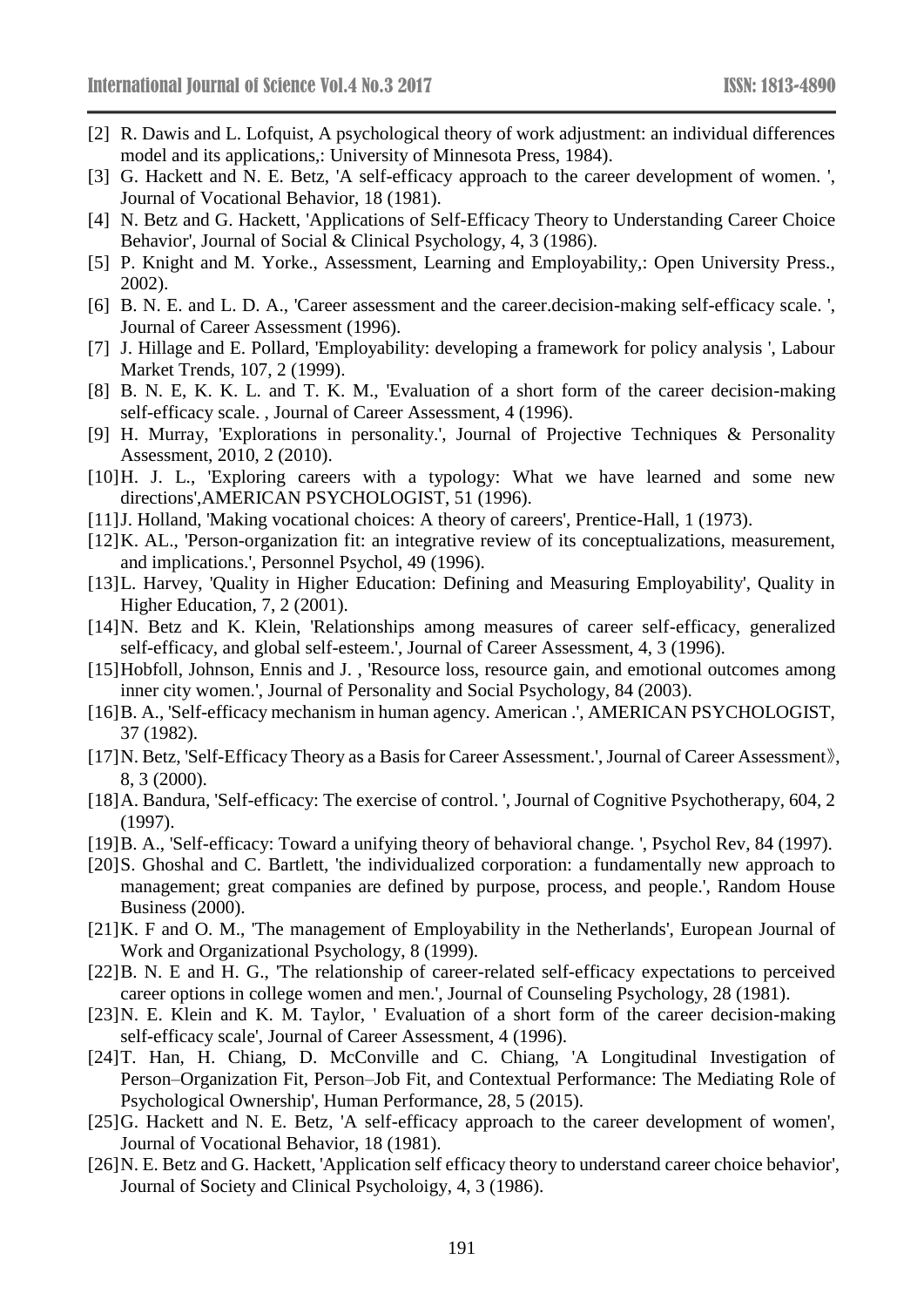[2] R. Dawis and L. Lofquist, A psychological theory of work adjustment: an individual differences model and its applications,: University of Minnesota Press, 1984).

[3] G. Hackett and N. E. Betz, 'A self-efficacy approach to the career development of women. ', Journal of Vocational Behavior, 18 (1981).

[4] N. Betz and G. Hackett, 'Applications of Self-Efficacy Theory to Understanding Career Choice Behavior', Journal of Social & Clinical Psychology, 4, 3 (1986).

[5] P. Knight and M. Yorke., Assessment, Learning and Employability,: Open University Press., 2002).

[6] B. N. E. and L. D. A., 'Career assessment and the career.decision-making self-efficacy scale. ', Journal of Career Assessment (1996).

[7] J. Hillage and E. Pollard, 'Employability: developing a framework for policy analysis ', Labour Market Trends, 107, 2 (1999).

[8] B. N. E, K. K. L. and T. K. M., 'Evaluation of a short form of the career decision-making self-efficacy scale. , Journal of Career Assessment, 4 (1996).

[9] H. Murray, 'Explorations in personality.', Journal of Projective Techniques & Personality Assessment, 2010, 2 (2010).

[10]H. J. L., 'Exploring careers with a typology: What we have learned and some new directions',AMERICAN PSYCHOLOGIST, 51 (1996).

[11]J. Holland, 'Making vocational choices: A theory of careers', Prentice-Hall, 1 (1973).

[12]K. AL., 'Person-organization fit: an integrative review of its conceptualizations, measurement, and implications.', Personnel Psychol, 49 (1996).

[13]L. Harvey, 'Quality in Higher Education: Defining and Measuring Employability', Quality in Higher Education, 7, 2 (2001).

[14]N. Betz and K. Klein, 'Relationships among measures of career self-efficacy, generalized self-efficacy, and global self-esteem.', Journal of Career Assessment, 4, 3 (1996).

[15]Hobfoll, Johnson, Ennis and J. , 'Resource loss, resource gain, and emotional outcomes among inner city women.', Journal of Personality and Social Psychology, 84 (2003).

[16]B. A., 'Self-efficacy mechanism in human agency. American .', AMERICAN PSYCHOLOGIST, 37 (1982).

[17]N. Betz, 'Self-Efficacy Theory as a Basis for Career Assessment.', Journal of Career Assessment》, 8, 3 (2000).

[18]A. Bandura, 'Self-efficacy: The exercise of control. ', Journal of Cognitive Psychotherapy, 604, 2 (1997).

[19]B. A., 'Self-efficacy: Toward a unifying theory of behavioral change. ', Psychol Rev, 84 (1997).

[20]S. Ghoshal and C. Bartlett, 'the individualized corporation: a fundamentally new approach to management; great companies are defined by purpose, process, and people.', Random House Business (2000).

[21]K. F and O. M., 'The management of Employability in the Netherlands', European Journal of Work and Organizational Psychology, 8 (1999).

[22]B. N. E and H. G., 'The relationship of career-related self-efficacy expectations to perceived career options in college women and men.', Journal of Counseling Psychology, 28 (1981).

[23]N. E. Klein and K. M. Taylor, ' Evaluation of a short form of the career decision-making self-efficacy scale', Journal of Career Assessment, 4 (1996).

[24]T. Han, H. Chiang, D. McConville and C. Chiang, 'A Longitudinal Investigation of Person–Organization Fit, Person–Job Fit, and Contextual Performance: The Mediating Role of Psychological Ownership', Human Performance, 28, 5 (2015).

[25]G. Hackett and N. E. Betz, 'A self-efficacy approach to the career development of women', Journal of Vocational Behavior, 18 (1981).

[26]N. E. Betz and G. Hackett, 'Application self efficacy theory to understand career choice behavior', Journal of Society and Clinical Psycholoigy, 4, 3 (1986).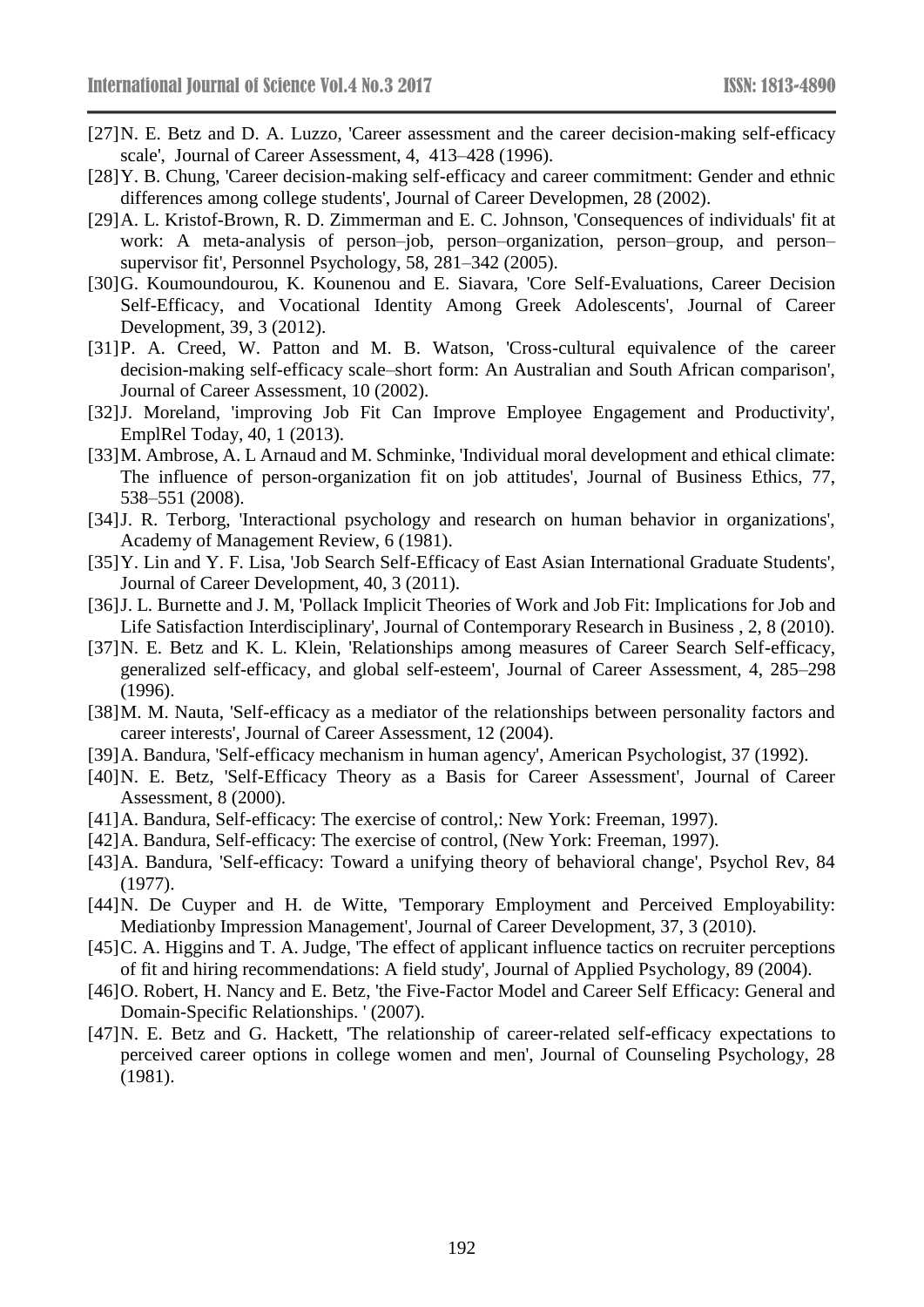[27] N. E. Betz and D. A. Luzzo, 'Career assessment and the career decision-making self-efficacy scale', Journal of Career Assessment, 4, 413–428 (1996).

[28] Y. B. Chung, 'Career decision-making self-efficacy and career commitment: Gender and ethnic differences among college students', Journal of Career Developmen, 28 (2002).

[29] A. L. Kristof-Brown, R. D. Zimmerman and E. C. Johnson, 'Consequences of individuals' fit at work: A meta-analysis of person–job, person–organization, person–group, and person–supervisor fit', Personnel Psychology, 58, 281–342 (2005).

[30] G. Koumoundourou, K. Kounenou and E. Siavara, 'Core Self-Evaluations, Career Decision Self-Efficacy, and Vocational Identity Among Greek Adolescents', Journal of Career Development, 39, 3 (2012).

[31] P. A. Creed, W. Patton and M. B. Watson, 'Cross-cultural equivalence of the career decision-making self-efficacy scale–short form: An Australian and South African comparison', Journal of Career Assessment, 10 (2002).

[32] J. Moreland, 'improving Job Fit Can Improve Employee Engagement and Productivity', EmplRel Today, 40, 1 (2013).

[33] M. Ambrose, A. L Arnaud and M. Schminke, 'Individual moral development and ethical climate: The influence of person-organization fit on job attitudes', Journal of Business Ethics, 77, 538–551 (2008).

[34] J. R. Terborg, 'Interactional psychology and research on human behavior in organizations', Academy of Management Review, 6 (1981).

[35] Y. Lin and Y. F. Lisa, 'Job Search Self-Efficacy of East Asian International Graduate Students', Journal of Career Development, 40, 3 (2011).

[36] J. L. Burnette and J. M, 'Pollack Implicit Theories of Work and Job Fit: Implications for Job and Life Satisfaction Interdisciplinary', Journal of Contemporary Research in Business , 2, 8 (2010).

[37] N. E. Betz and K. L. Klein, 'Relationships among measures of Career Search Self-efficacy, generalized self-efficacy, and global self-esteem', Journal of Career Assessment, 4, 285–298 (1996).

[38] M. M. Nauta, 'Self-efficacy as a mediator of the relationships between personality factors and career interests', Journal of Career Assessment, 12 (2004).

[39] A. Bandura, 'Self-efficacy mechanism in human agency', American Psychologist, 37 (1992).

[40] N. E. Betz, 'Self-Efficacy Theory as a Basis for Career Assessment', Journal of Career Assessment, 8 (2000).

[41] A. Bandura, Self-efficacy: The exercise of control,: New York: Freeman, 1997).

[42] A. Bandura, Self-efficacy: The exercise of control, (New York: Freeman, 1997).

[43] A. Bandura, 'Self-efficacy: Toward a unifying theory of behavioral change', Psychol Rev, 84 (1977).

[44] N. De Cuyper and H. de Witte, 'Temporary Employment and Perceived Employability: Mediationby Impression Management', Journal of Career Development, 37, 3 (2010).

[45] C. A. Higgins and T. A. Judge, 'The effect of applicant influence tactics on recruiter perceptions of fit and hiring recommendations: A field study', Journal of Applied Psychology, 89 (2004).

[46] O. Robert, H. Nancy and E. Betz, 'the Five-Factor Model and Career Self Efficacy: General and Domain-Specific Relationships. ' (2007).

[47] N. E. Betz and G. Hackett, 'The relationship of career-related self-efficacy expectations to perceived career options in college women and men', Journal of Counseling Psychology, 28 (1981).